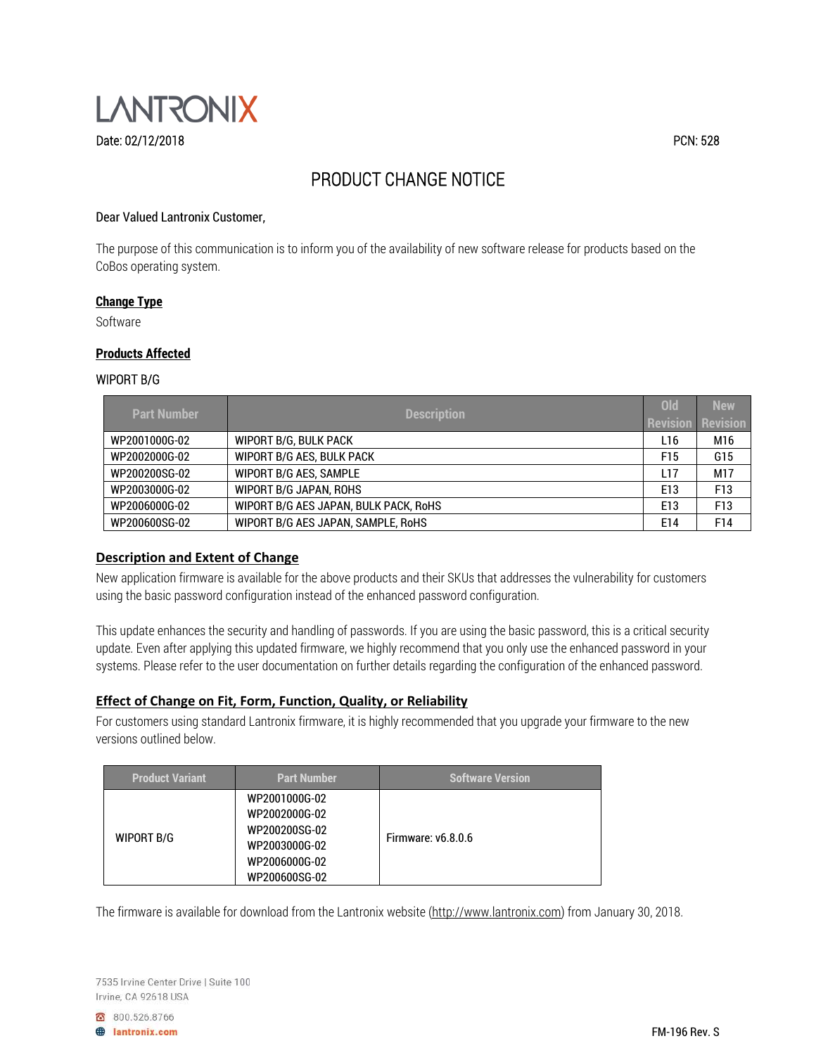LANTRONIX

Date: 02/12/2018

PCN: 528

# PRODUCT CHANGE NOTICE

Dear Valued Lantronix Customer,

The purpose of this communication is to inform you of the availability of new software release for products based on the CoBos operating system.

**Change Type**

Software

**Products Affected**

WIPORT B/G

| Part Number | Description | Old Revision | New Revision |
|---|---|---|---|
| WP2001000G-02 | WIPORT B/G, BULK PACK | L16 | M16 |
| WP2002000G-02 | WIPORT B/G AES, BULK PACK | F15 | G15 |
| WP200200SG-02 | WIPORT B/G AES, SAMPLE | L17 | M17 |
| WP2003000G-02 | WIPORT B/G JAPAN, ROHS | E13 | F13 |
| WP2006000G-02 | WIPORT B/G AES JAPAN, BULK PACK, RoHS | E13 | F13 |
| WP200600SG-02 | WIPORT B/G AES JAPAN, SAMPLE, RoHS | E14 | F14 |

**Description and Extent of Change**

New application firmware is available for the above products and their SKUs that addresses the vulnerability for customers using the basic password configuration instead of the enhanced password configuration.

This update enhances the security and handling of passwords. If you are using the basic password, this is a critical security update. Even after applying this updated firmware, we highly recommend that you only use the enhanced password in your systems. Please refer to the user documentation on further details regarding the configuration of the enhanced password.

**Effect of Change on Fit, Form, Function, Quality, or Reliability**

For customers using standard Lantronix firmware, it is highly recommended that you upgrade your firmware to the new versions outlined below.

| Product Variant | Part Number | Software Version |
|---|---|---|
| WIPORT B/G | WP2001000G-02<br>WP2002000G-02<br>WP200200SG-02<br>WP2003000G-02<br>WP2006000G-02<br>WP200600SG-02 | Firmware: v6.8.0.6 |

The firmware is available for download from the Lantronix website (http://www.lantronix.com) from January 30, 2018.

7535 Irvine Center Drive | Suite 100
Irvine, CA 92618 USA

800.526.8766
lantronix.com

FM-196 Rev. S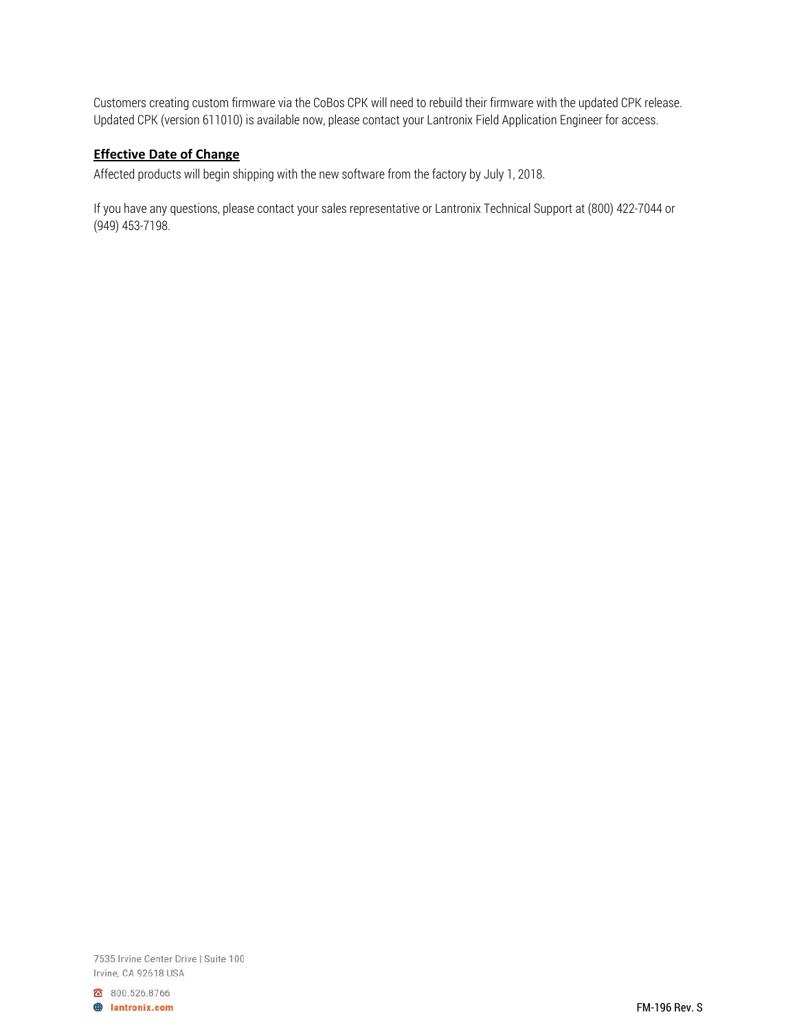Customers creating custom firmware via the CoBos CPK will need to rebuild their firmware with the updated CPK release. Updated CPK (version 611010) is available now, please contact your Lantronix Field Application Engineer for access.

## Effective Date of Change

Affected products will begin shipping with the new software from the factory by July 1, 2018.

If you have any questions, please contact your sales representative or Lantronix Technical Support at (800) 422-7044 or (949) 453-7198.